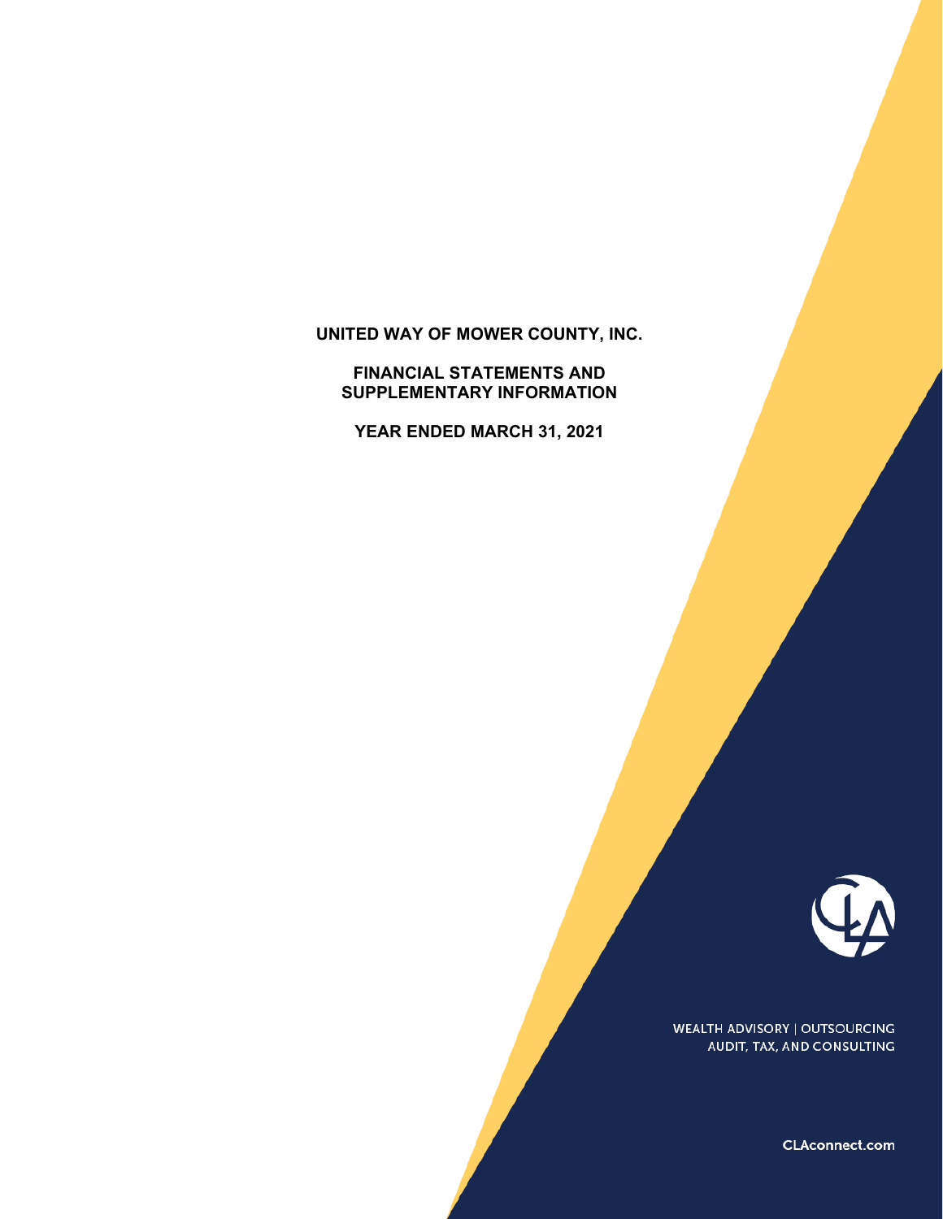# UNITED WAY OF MOWER COUNTY, INC.

## FINANCIAL STATEMENTS AND SUPPLEMENTARY INFORMATION

## YEAR ENDED MARCH 31, 2021

WEALTH ADVISORY | OUTSOURCING
AUDIT, TAX, AND CONSULTING

CLAconnect.com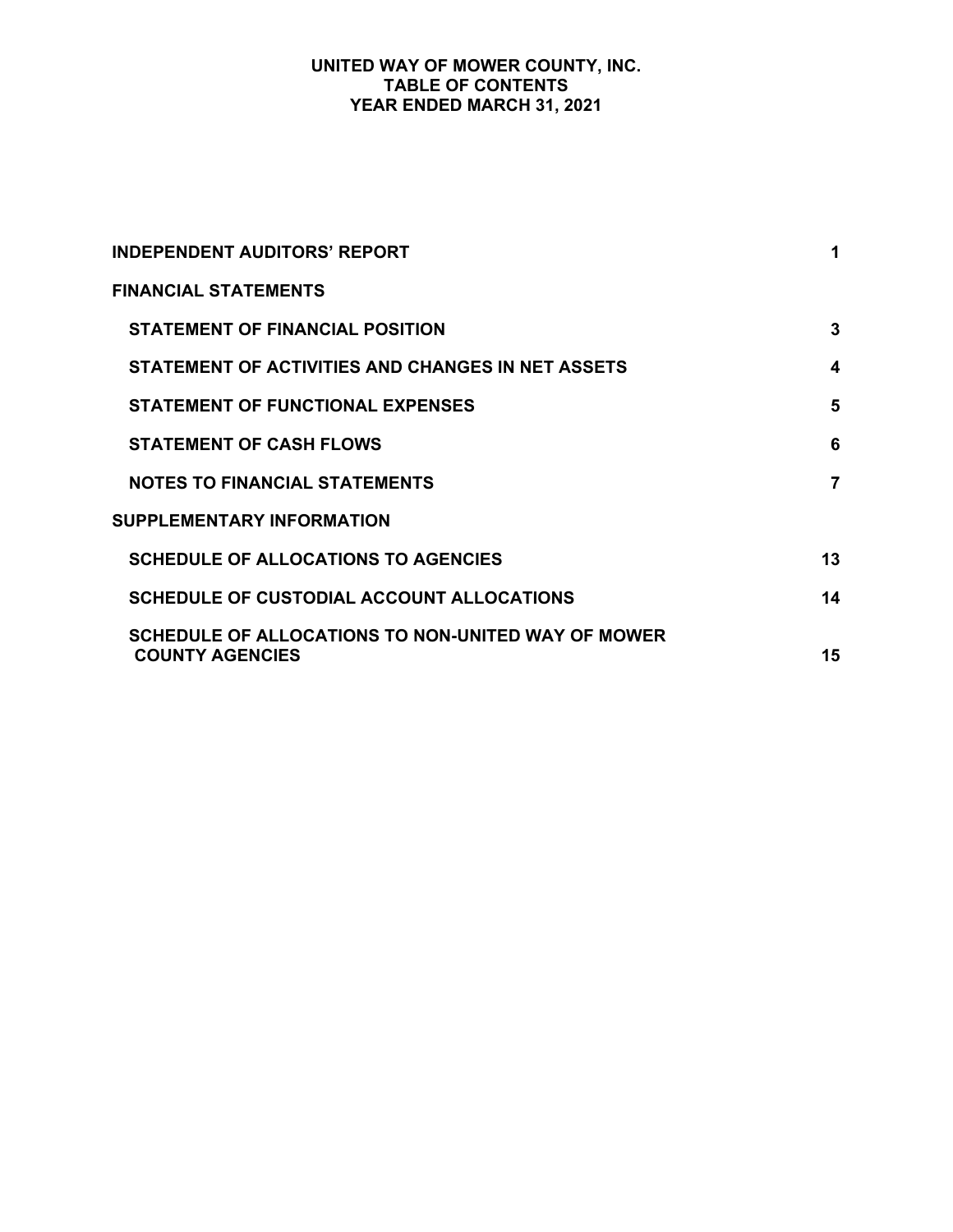# UNITED WAY OF MOWER COUNTY, INC.
## TABLE OF CONTENTS
## YEAR ENDED MARCH 31, 2021

| | |
|---|---|
| **INDEPENDENT AUDITORS' REPORT** | **1** |
| **FINANCIAL STATEMENTS** | |
| **STATEMENT OF FINANCIAL POSITION** | **3** |
| **STATEMENT OF ACTIVITIES AND CHANGES IN NET ASSETS** | **4** |
| **STATEMENT OF FUNCTIONAL EXPENSES** | **5** |
| **STATEMENT OF CASH FLOWS** | **6** |
| **NOTES TO FINANCIAL STATEMENTS** | **7** |
| **SUPPLEMENTARY INFORMATION** | |
| **SCHEDULE OF ALLOCATIONS TO AGENCIES** | **13** |
| **SCHEDULE OF CUSTODIAL ACCOUNT ALLOCATIONS** | **14** |
| **SCHEDULE OF ALLOCATIONS TO NON-UNITED WAY OF MOWER COUNTY AGENCIES** | **15** |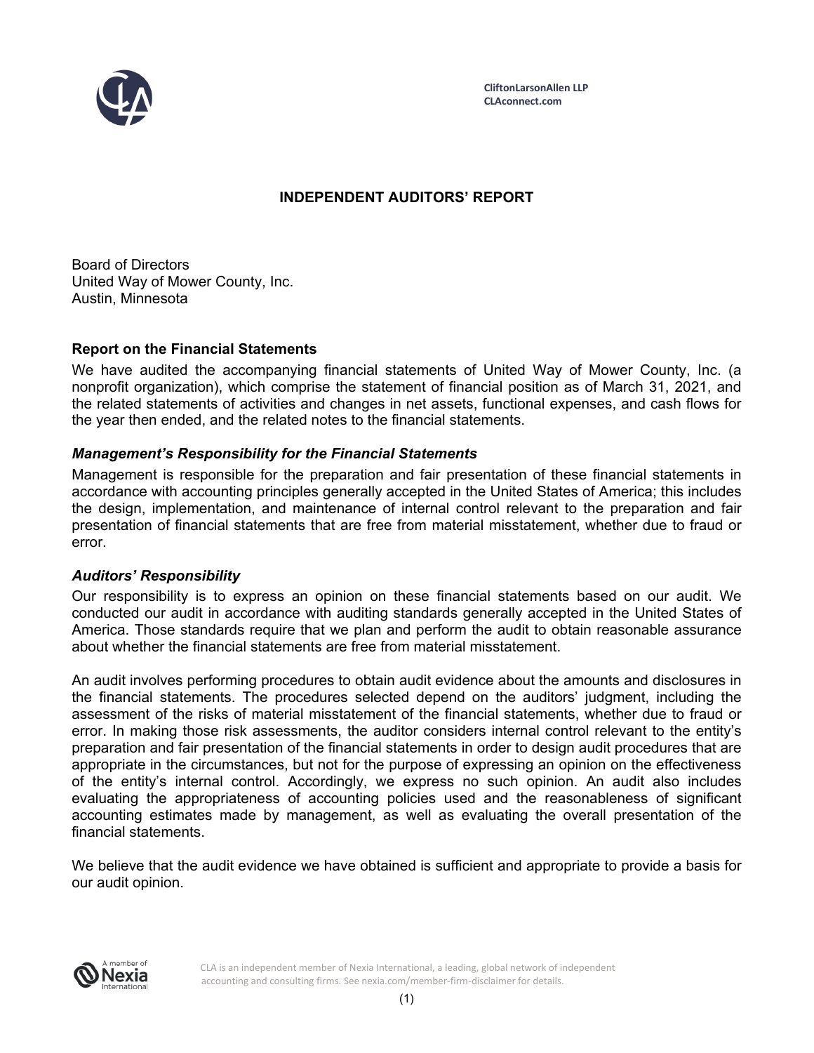CliftonLarsonAllen LLP
CLAconnect.com

# INDEPENDENT AUDITORS' REPORT

Board of Directors
United Way of Mower County, Inc.
Austin, Minnesota

## Report on the Financial Statements

We have audited the accompanying financial statements of United Way of Mower County, Inc. (a nonprofit organization), which comprise the statement of financial position as of March 31, 2021, and the related statements of activities and changes in net assets, functional expenses, and cash flows for the year then ended, and the related notes to the financial statements.

### *Management's Responsibility for the Financial Statements*

Management is responsible for the preparation and fair presentation of these financial statements in accordance with accounting principles generally accepted in the United States of America; this includes the design, implementation, and maintenance of internal control relevant to the preparation and fair presentation of financial statements that are free from material misstatement, whether due to fraud or error.

### *Auditors' Responsibility*

Our responsibility is to express an opinion on these financial statements based on our audit. We conducted our audit in accordance with auditing standards generally accepted in the United States of America. Those standards require that we plan and perform the audit to obtain reasonable assurance about whether the financial statements are free from material misstatement.

An audit involves performing procedures to obtain audit evidence about the amounts and disclosures in the financial statements. The procedures selected depend on the auditors' judgment, including the assessment of the risks of material misstatement of the financial statements, whether due to fraud or error. In making those risk assessments, the auditor considers internal control relevant to the entity's preparation and fair presentation of the financial statements in order to design audit procedures that are appropriate in the circumstances, but not for the purpose of expressing an opinion on the effectiveness of the entity's internal control. Accordingly, we express no such opinion. An audit also includes evaluating the appropriateness of accounting policies used and the reasonableness of significant accounting estimates made by management, as well as evaluating the overall presentation of the financial statements.

We believe that the audit evidence we have obtained is sufficient and appropriate to provide a basis for our audit opinion.

CLA is an independent member of Nexia International, a leading, global network of independent accounting and consulting firms. See nexia.com/member-firm-disclaimer for details.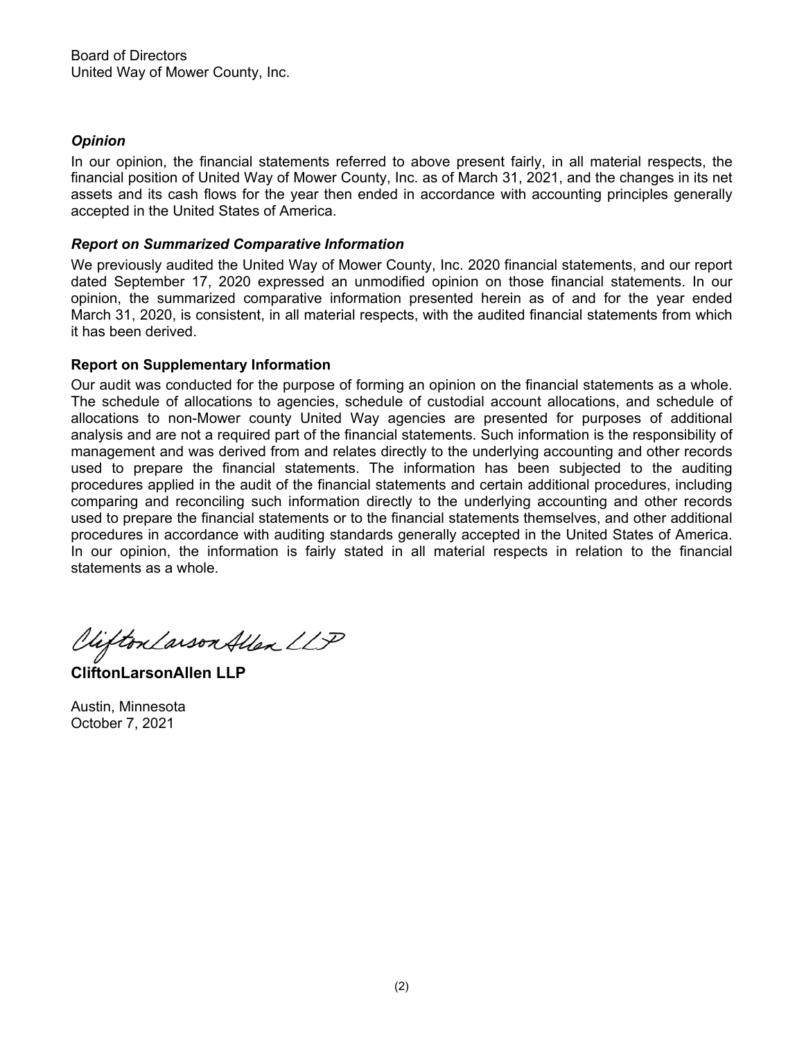Board of Directors
United Way of Mower County, Inc.

### *Opinion*

In our opinion, the financial statements referred to above present fairly, in all material respects, the financial position of United Way of Mower County, Inc. as of March 31, 2021, and the changes in its net assets and its cash flows for the year then ended in accordance with accounting principles generally accepted in the United States of America.

### *Report on Summarized Comparative Information*

We previously audited the United Way of Mower County, Inc. 2020 financial statements, and our report dated September 17, 2020 expressed an unmodified opinion on those financial statements. In our opinion, the summarized comparative information presented herein as of and for the year ended March 31, 2020, is consistent, in all material respects, with the audited financial statements from which it has been derived.

### Report on Supplementary Information

Our audit was conducted for the purpose of forming an opinion on the financial statements as a whole. The schedule of allocations to agencies, schedule of custodial account allocations, and schedule of allocations to non-Mower county United Way agencies are presented for purposes of additional analysis and are not a required part of the financial statements. Such information is the responsibility of management and was derived from and relates directly to the underlying accounting and other records used to prepare the financial statements. The information has been subjected to the auditing procedures applied in the audit of the financial statements and certain additional procedures, including comparing and reconciling such information directly to the underlying accounting and other records used to prepare the financial statements or to the financial statements themselves, and other additional procedures in accordance with auditing standards generally accepted in the United States of America. In our opinion, the information is fairly stated in all material respects in relation to the financial statements as a whole.

CliftonLarsonAllen LLP

**CliftonLarsonAllen LLP**

Austin, Minnesota
October 7, 2021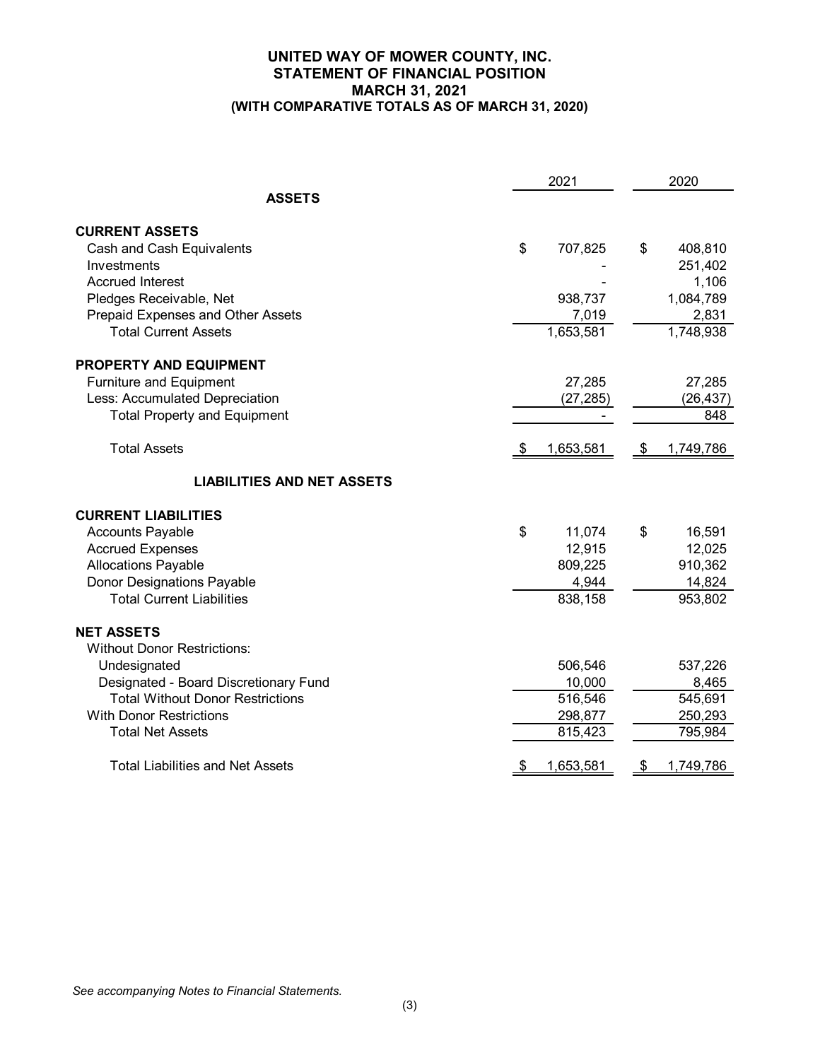# UNITED WAY OF MOWER COUNTY, INC.
## STATEMENT OF FINANCIAL POSITION
## MARCH 31, 2021
## (WITH COMPARATIVE TOTALS AS OF MARCH 31, 2020)

| | 2021 | 2020 |
|---|---|---|
| **ASSETS** | | |
| **CURRENT ASSETS** | | |
| Cash and Cash Equivalents | $ 707,825 | $ 408,810 |
| Investments | - | 251,402 |
| Accrued Interest | - | 1,106 |
| Pledges Receivable, Net | 938,737 | 1,084,789 |
| Prepaid Expenses and Other Assets | 7,019 | 2,831 |
| Total Current Assets | 1,653,581 | 1,748,938 |
| **PROPERTY AND EQUIPMENT** | | |
| Furniture and Equipment | 27,285 | 27,285 |
| Less: Accumulated Depreciation | (27,285) | (26,437) |
| Total Property and Equipment | - | 848 |
| Total Assets | $ 1,653,581 | $ 1,749,786 |
| **LIABILITIES AND NET ASSETS** | | |
| **CURRENT LIABILITIES** | | |
| Accounts Payable | $ 11,074 | $ 16,591 |
| Accrued Expenses | 12,915 | 12,025 |
| Allocations Payable | 809,225 | 910,362 |
| Donor Designations Payable | 4,944 | 14,824 |
| Total Current Liabilities | 838,158 | 953,802 |
| **NET ASSETS** | | |
| Without Donor Restrictions: | | |
| Undesignated | 506,546 | 537,226 |
| Designated - Board Discretionary Fund | 10,000 | 8,465 |
| Total Without Donor Restrictions | 516,546 | 545,691 |
| With Donor Restrictions | 298,877 | 250,293 |
| Total Net Assets | 815,423 | 795,984 |
| Total Liabilities and Net Assets | $ 1,653,581 | $ 1,749,786 |

*See accompanying Notes to Financial Statements.*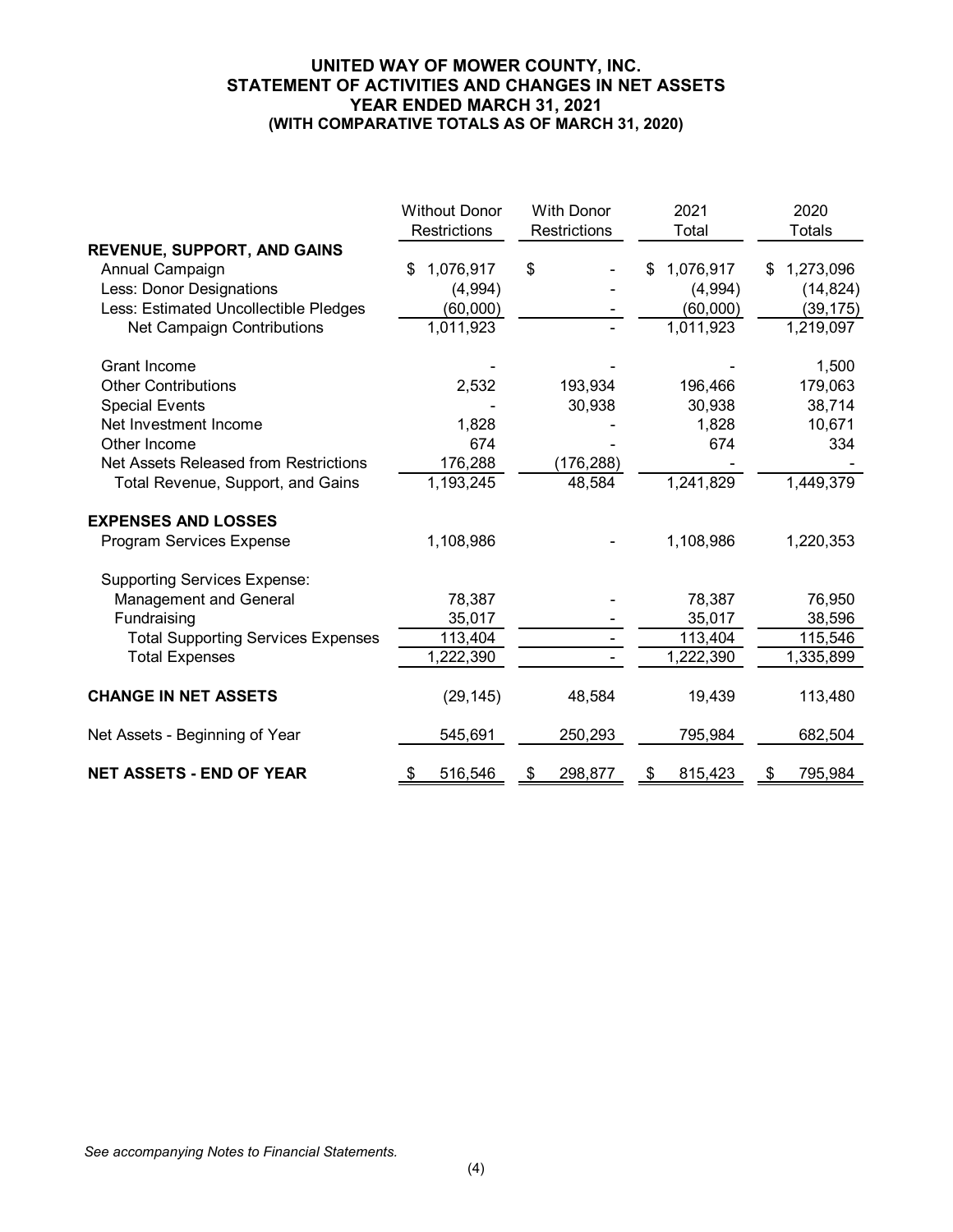# UNITED WAY OF MOWER COUNTY, INC.
## STATEMENT OF ACTIVITIES AND CHANGES IN NET ASSETS
### YEAR ENDED MARCH 31, 2021
### (WITH COMPARATIVE TOTALS AS OF MARCH 31, 2020)

| | Without Donor Restrictions | With Donor Restrictions | 2021 Total | 2020 Totals |
|---|---|---|---|---|
| **REVENUE, SUPPORT, AND GAINS** | | | | |
| Annual Campaign | $ 1,076,917 | $ - | $ 1,076,917 | $ 1,273,096 |
| Less: Donor Designations | (4,994) | - | (4,994) | (14,824) |
| Less: Estimated Uncollectible Pledges | (60,000) | - | (60,000) | (39,175) |
| Net Campaign Contributions | 1,011,923 | - | 1,011,923 | 1,219,097 |
| | | | | |
| Grant Income | - | - | - | 1,500 |
| Other Contributions | 2,532 | 193,934 | 196,466 | 179,063 |
| Special Events | - | 30,938 | 30,938 | 38,714 |
| Net Investment Income | 1,828 | - | 1,828 | 10,671 |
| Other Income | 674 | - | 674 | 334 |
| Net Assets Released from Restrictions | 176,288 | (176,288) | - | - |
| Total Revenue, Support, and Gains | 1,193,245 | 48,584 | 1,241,829 | 1,449,379 |
| | | | | |
| **EXPENSES AND LOSSES** | | | | |
| Program Services Expense | 1,108,986 | - | 1,108,986 | 1,220,353 |
| | | | | |
| Supporting Services Expense: | | | | |
| Management and General | 78,387 | - | 78,387 | 76,950 |
| Fundraising | 35,017 | - | 35,017 | 38,596 |
| Total Supporting Services Expenses | 113,404 | - | 113,404 | 115,546 |
| Total Expenses | 1,222,390 | - | 1,222,390 | 1,335,899 |
| | | | | |
| **CHANGE IN NET ASSETS** | (29,145) | 48,584 | 19,439 | 113,480 |
| | | | | |
| Net Assets - Beginning of Year | 545,691 | 250,293 | 795,984 | 682,504 |
| | | | | |
| **NET ASSETS - END OF YEAR** | $ 516,546 | $ 298,877 | $ 815,423 | $ 795,984 |

*See accompanying Notes to Financial Statements.*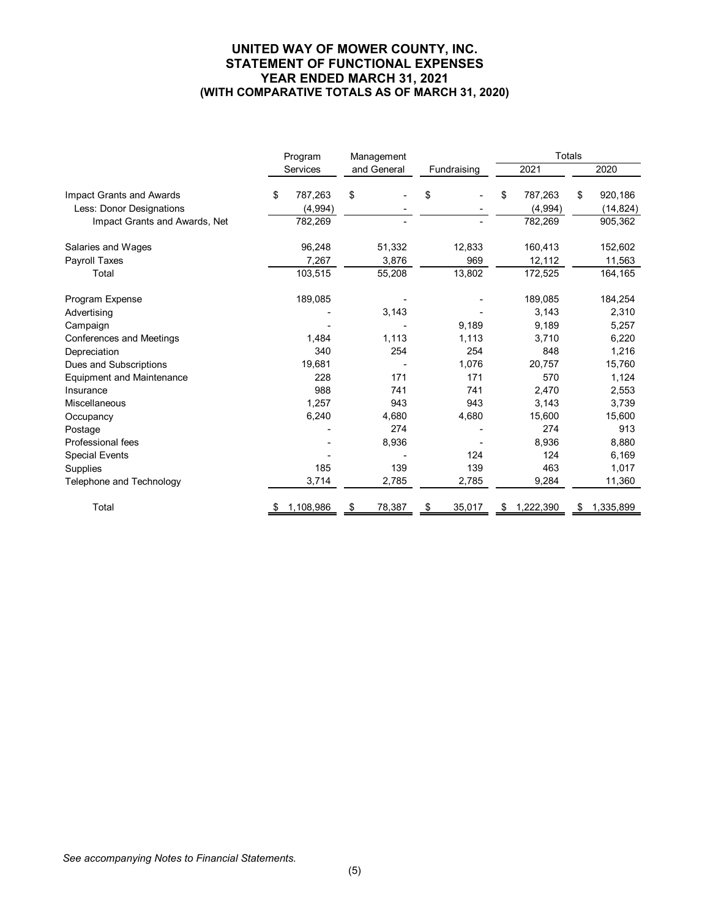# UNITED WAY OF MOWER COUNTY, INC.
## STATEMENT OF FUNCTIONAL EXPENSES
## YEAR ENDED MARCH 31, 2021
## (WITH COMPARATIVE TOTALS AS OF MARCH 31, 2020)

| | Program Services | Management and General | Fundraising | Totals 2021 | Totals 2020 |
|---|---|---|---|---|---|
| Impact Grants and Awards | $ 787,263 | $ - | $ - | $ 787,263 | $ 920,186 |
| Less: Donor Designations | (4,994) | - | - | (4,994) | (14,824) |
| Impact Grants and Awards, Net | 782,269 | - | - | 782,269 | 905,362 |
| | | | | | |
| Salaries and Wages | 96,248 | 51,332 | 12,833 | 160,413 | 152,602 |
| Payroll Taxes | 7,267 | 3,876 | 969 | 12,112 | 11,563 |
| Total | 103,515 | 55,208 | 13,802 | 172,525 | 164,165 |
| | | | | | |
| Program Expense | 189,085 | - | - | 189,085 | 184,254 |
| Advertising | - | 3,143 | - | 3,143 | 2,310 |
| Campaign | - | - | 9,189 | 9,189 | 5,257 |
| Conferences and Meetings | 1,484 | 1,113 | 1,113 | 3,710 | 6,220 |
| Depreciation | 340 | 254 | 254 | 848 | 1,216 |
| Dues and Subscriptions | 19,681 | - | 1,076 | 20,757 | 15,760 |
| Equipment and Maintenance | 228 | 171 | 171 | 570 | 1,124 |
| Insurance | 988 | 741 | 741 | 2,470 | 2,553 |
| Miscellaneous | 1,257 | 943 | 943 | 3,143 | 3,739 |
| Occupancy | 6,240 | 4,680 | 4,680 | 15,600 | 15,600 |
| Postage | - | 274 | - | 274 | 913 |
| Professional fees | - | 8,936 | - | 8,936 | 8,880 |
| Special Events | - | - | 124 | 124 | 6,169 |
| Supplies | 185 | 139 | 139 | 463 | 1,017 |
| Telephone and Technology | 3,714 | 2,785 | 2,785 | 9,284 | 11,360 |
| | | | | | |
| Total | $ 1,108,986 | $ 78,387 | $ 35,017 | $ 1,222,390 | $ 1,335,899 |

*See accompanying Notes to Financial Statements.*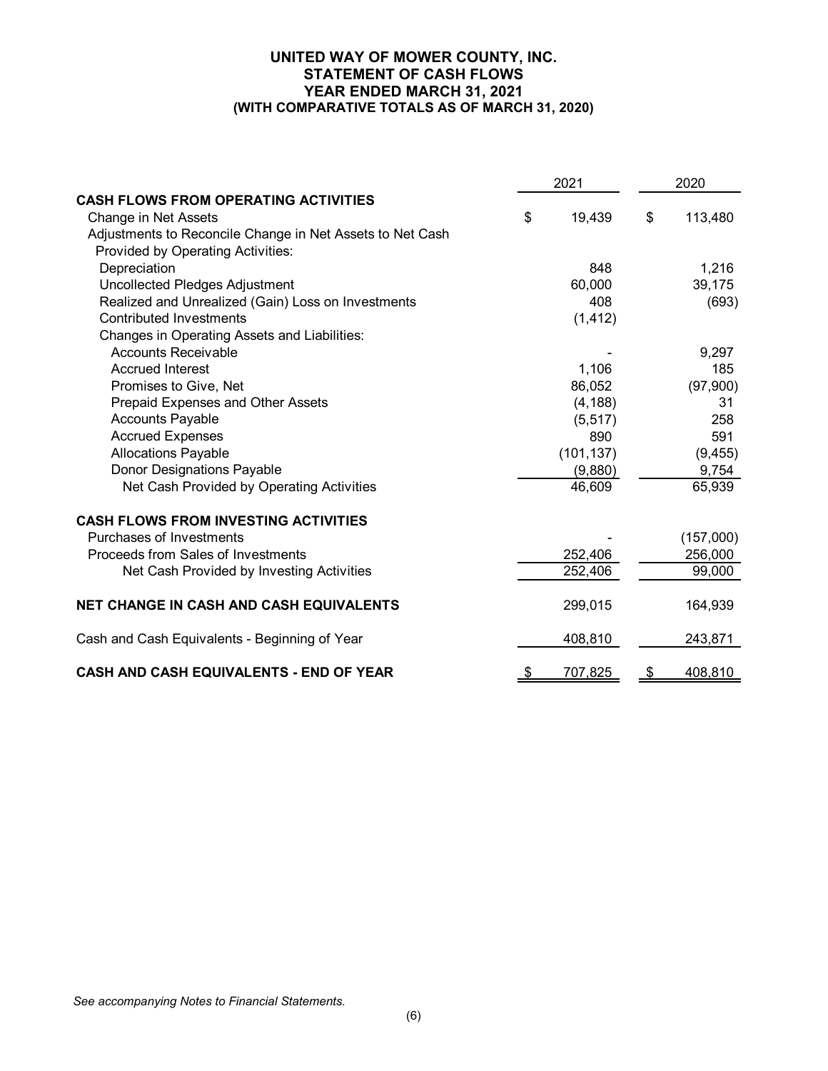# UNITED WAY OF MOWER COUNTY, INC.
## STATEMENT OF CASH FLOWS
## YEAR ENDED MARCH 31, 2021
## (WITH COMPARATIVE TOTALS AS OF MARCH 31, 2020)

| | 2021 | 2020 |
|---|---|---|
| **CASH FLOWS FROM OPERATING ACTIVITIES** | | |
| Change in Net Assets | $ 19,439 | $ 113,480 |
| Adjustments to Reconcile Change in Net Assets to Net Cash Provided by Operating Activities: | | |
| Depreciation | 848 | 1,216 |
| Uncollected Pledges Adjustment | 60,000 | 39,175 |
| Realized and Unrealized (Gain) Loss on Investments | 408 | (693) |
| Contributed Investments | (1,412) | |
| Changes in Operating Assets and Liabilities: | | |
| Accounts Receivable | - | 9,297 |
| Accrued Interest | 1,106 | 185 |
| Promises to Give, Net | 86,052 | (97,900) |
| Prepaid Expenses and Other Assets | (4,188) | 31 |
| Accounts Payable | (5,517) | 258 |
| Accrued Expenses | 890 | 591 |
| Allocations Payable | (101,137) | (9,455) |
| Donor Designations Payable | (9,880) | 9,754 |
| Net Cash Provided by Operating Activities | 46,609 | 65,939 |
| **CASH FLOWS FROM INVESTING ACTIVITIES** | | |
| Purchases of Investments | - | (157,000) |
| Proceeds from Sales of Investments | 252,406 | 256,000 |
| Net Cash Provided by Investing Activities | 252,406 | 99,000 |
| **NET CHANGE IN CASH AND CASH EQUIVALENTS** | 299,015 | 164,939 |
| Cash and Cash Equivalents - Beginning of Year | 408,810 | 243,871 |
| **CASH AND CASH EQUIVALENTS - END OF YEAR** | $ 707,825 | $ 408,810 |

*See accompanying Notes to Financial Statements.*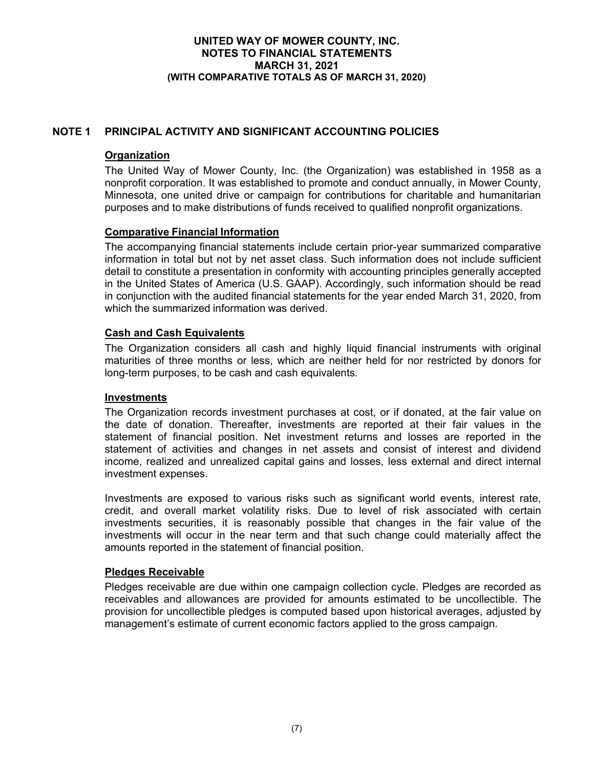## NOTE 1 PRINCIPAL ACTIVITY AND SIGNIFICANT ACCOUNTING POLICIES

### Organization

The United Way of Mower County, Inc. (the Organization) was established in 1958 as a nonprofit corporation. It was established to promote and conduct annually, in Mower County, Minnesota, one united drive or campaign for contributions for charitable and humanitarian purposes and to make distributions of funds received to qualified nonprofit organizations.

### Comparative Financial Information

The accompanying financial statements include certain prior-year summarized comparative information in total but not by net asset class. Such information does not include sufficient detail to constitute a presentation in conformity with accounting principles generally accepted in the United States of America (U.S. GAAP). Accordingly, such information should be read in conjunction with the audited financial statements for the year ended March 31, 2020, from which the summarized information was derived.

### Cash and Cash Equivalents

The Organization considers all cash and highly liquid financial instruments with original maturities of three months or less, which are neither held for nor restricted by donors for long-term purposes, to be cash and cash equivalents.

### Investments

The Organization records investment purchases at cost, or if donated, at the fair value on the date of donation. Thereafter, investments are reported at their fair values in the statement of financial position. Net investment returns and losses are reported in the statement of activities and changes in net assets and consist of interest and dividend income, realized and unrealized capital gains and losses, less external and direct internal investment expenses.

Investments are exposed to various risks such as significant world events, interest rate, credit, and overall market volatility risks. Due to level of risk associated with certain investments securities, it is reasonably possible that changes in the fair value of the investments will occur in the near term and that such change could materially affect the amounts reported in the statement of financial position.

### Pledges Receivable

Pledges receivable are due within one campaign collection cycle. Pledges are recorded as receivables and allowances are provided for amounts estimated to be uncollectible. The provision for uncollectible pledges is computed based upon historical averages, adjusted by management's estimate of current economic factors applied to the gross campaign.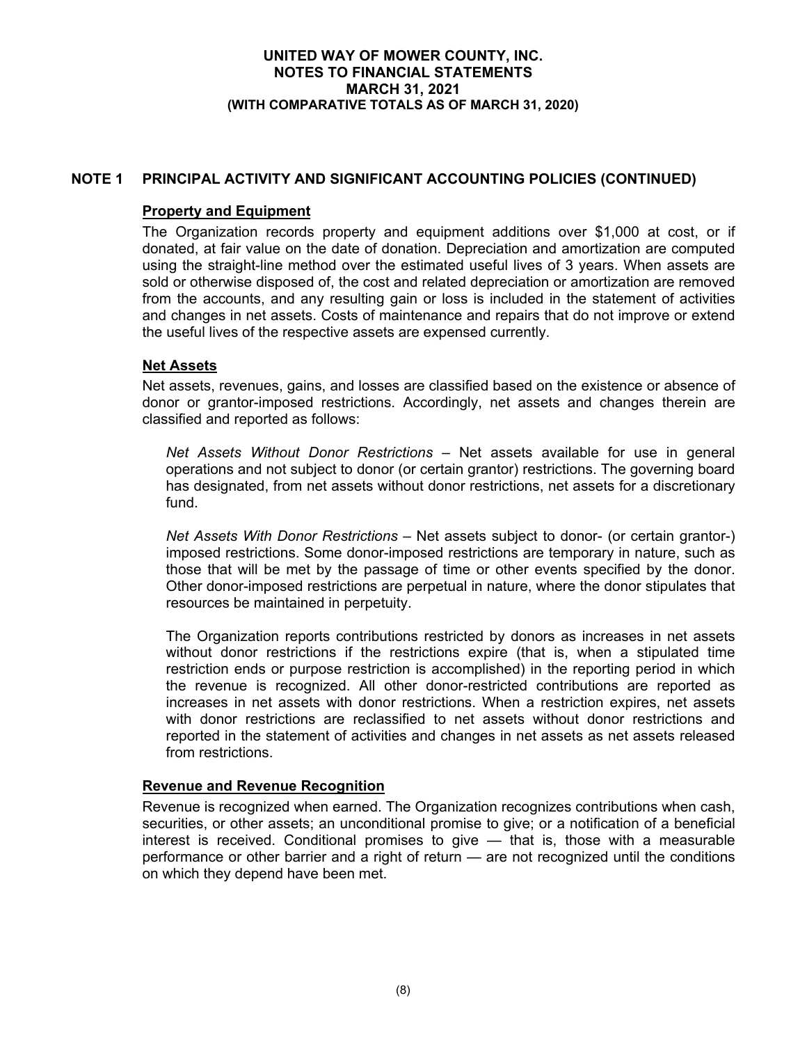## NOTE 1 PRINCIPAL ACTIVITY AND SIGNIFICANT ACCOUNTING POLICIES (CONTINUED)

### Property and Equipment

The Organization records property and equipment additions over $1,000 at cost, or if donated, at fair value on the date of donation. Depreciation and amortization are computed using the straight-line method over the estimated useful lives of 3 years. When assets are sold or otherwise disposed of, the cost and related depreciation or amortization are removed from the accounts, and any resulting gain or loss is included in the statement of activities and changes in net assets. Costs of maintenance and repairs that do not improve or extend the useful lives of the respective assets are expensed currently.

### Net Assets

Net assets, revenues, gains, and losses are classified based on the existence or absence of donor or grantor-imposed restrictions. Accordingly, net assets and changes therein are classified and reported as follows:

*Net Assets Without Donor Restrictions* – Net assets available for use in general operations and not subject to donor (or certain grantor) restrictions. The governing board has designated, from net assets without donor restrictions, net assets for a discretionary fund.

*Net Assets With Donor Restrictions* – Net assets subject to donor- (or certain grantor-) imposed restrictions. Some donor-imposed restrictions are temporary in nature, such as those that will be met by the passage of time or other events specified by the donor. Other donor-imposed restrictions are perpetual in nature, where the donor stipulates that resources be maintained in perpetuity.

The Organization reports contributions restricted by donors as increases in net assets without donor restrictions if the restrictions expire (that is, when a stipulated time restriction ends or purpose restriction is accomplished) in the reporting period in which the revenue is recognized. All other donor-restricted contributions are reported as increases in net assets with donor restrictions. When a restriction expires, net assets with donor restrictions are reclassified to net assets without donor restrictions and reported in the statement of activities and changes in net assets as net assets released from restrictions.

### Revenue and Revenue Recognition

Revenue is recognized when earned. The Organization recognizes contributions when cash, securities, or other assets; an unconditional promise to give; or a notification of a beneficial interest is received. Conditional promises to give — that is, those with a measurable performance or other barrier and a right of return — are not recognized until the conditions on which they depend have been met.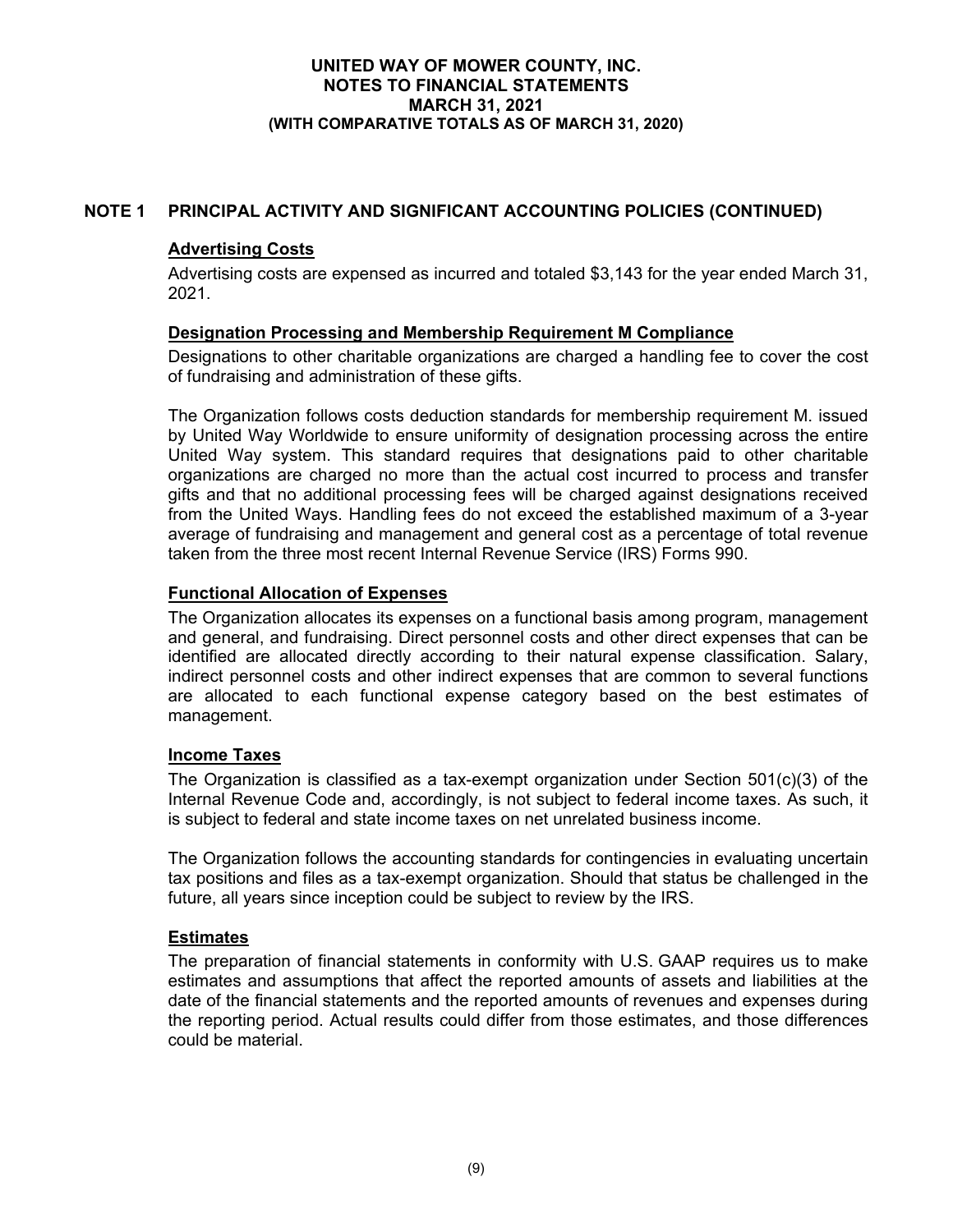## NOTE 1 PRINCIPAL ACTIVITY AND SIGNIFICANT ACCOUNTING POLICIES (CONTINUED)

### Advertising Costs

Advertising costs are expensed as incurred and totaled $3,143 for the year ended March 31, 2021.

### Designation Processing and Membership Requirement M Compliance

Designations to other charitable organizations are charged a handling fee to cover the cost of fundraising and administration of these gifts.

The Organization follows costs deduction standards for membership requirement M. issued by United Way Worldwide to ensure uniformity of designation processing across the entire United Way system. This standard requires that designations paid to other charitable organizations are charged no more than the actual cost incurred to process and transfer gifts and that no additional processing fees will be charged against designations received from the United Ways. Handling fees do not exceed the established maximum of a 3-year average of fundraising and management and general cost as a percentage of total revenue taken from the three most recent Internal Revenue Service (IRS) Forms 990.

### Functional Allocation of Expenses

The Organization allocates its expenses on a functional basis among program, management and general, and fundraising. Direct personnel costs and other direct expenses that can be identified are allocated directly according to their natural expense classification. Salary, indirect personnel costs and other indirect expenses that are common to several functions are allocated to each functional expense category based on the best estimates of management.

### Income Taxes

The Organization is classified as a tax-exempt organization under Section 501(c)(3) of the Internal Revenue Code and, accordingly, is not subject to federal income taxes. As such, it is subject to federal and state income taxes on net unrelated business income.

The Organization follows the accounting standards for contingencies in evaluating uncertain tax positions and files as a tax-exempt organization. Should that status be challenged in the future, all years since inception could be subject to review by the IRS.

### Estimates

The preparation of financial statements in conformity with U.S. GAAP requires us to make estimates and assumptions that affect the reported amounts of assets and liabilities at the date of the financial statements and the reported amounts of revenues and expenses during the reporting period. Actual results could differ from those estimates, and those differences could be material.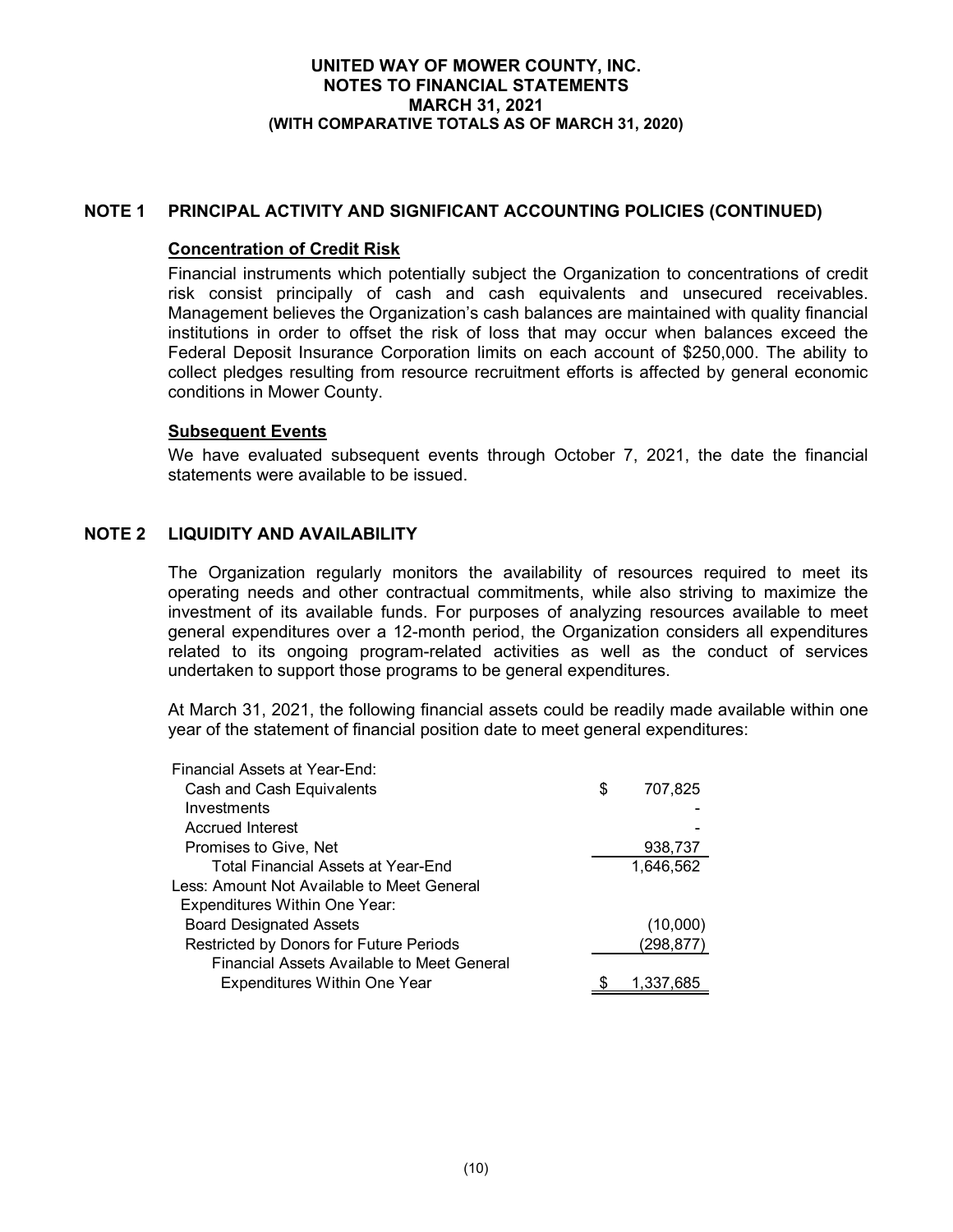**UNITED WAY OF MOWER COUNTY, INC.**
**NOTES TO FINANCIAL STATEMENTS**
**MARCH 31, 2021**
**(WITH COMPARATIVE TOTALS AS OF MARCH 31, 2020)**

## NOTE 1 PRINCIPAL ACTIVITY AND SIGNIFICANT ACCOUNTING POLICIES (CONTINUED)

### Concentration of Credit Risk

Financial instruments which potentially subject the Organization to concentrations of credit risk consist principally of cash and cash equivalents and unsecured receivables. Management believes the Organization's cash balances are maintained with quality financial institutions in order to offset the risk of loss that may occur when balances exceed the Federal Deposit Insurance Corporation limits on each account of $250,000. The ability to collect pledges resulting from resource recruitment efforts is affected by general economic conditions in Mower County.

### Subsequent Events

We have evaluated subsequent events through October 7, 2021, the date the financial statements were available to be issued.

## NOTE 2 LIQUIDITY AND AVAILABILITY

The Organization regularly monitors the availability of resources required to meet its operating needs and other contractual commitments, while also striving to maximize the investment of its available funds. For purposes of analyzing resources available to meet general expenditures over a 12-month period, the Organization considers all expenditures related to its ongoing program-related activities as well as the conduct of services undertaken to support those programs to be general expenditures.

At March 31, 2021, the following financial assets could be readily made available within one year of the statement of financial position date to meet general expenditures:

| | |
|---|---|
| Financial Assets at Year-End: | |
| Cash and Cash Equivalents | $ 707,825 |
| Investments | - |
| Accrued Interest | - |
| Promises to Give, Net | 938,737 |
| Total Financial Assets at Year-End | 1,646,562 |
| Less: Amount Not Available to Meet General Expenditures Within One Year: | |
| Board Designated Assets | (10,000) |
| Restricted by Donors for Future Periods | (298,877) |
| Financial Assets Available to Meet General Expenditures Within One Year | $ 1,337,685 |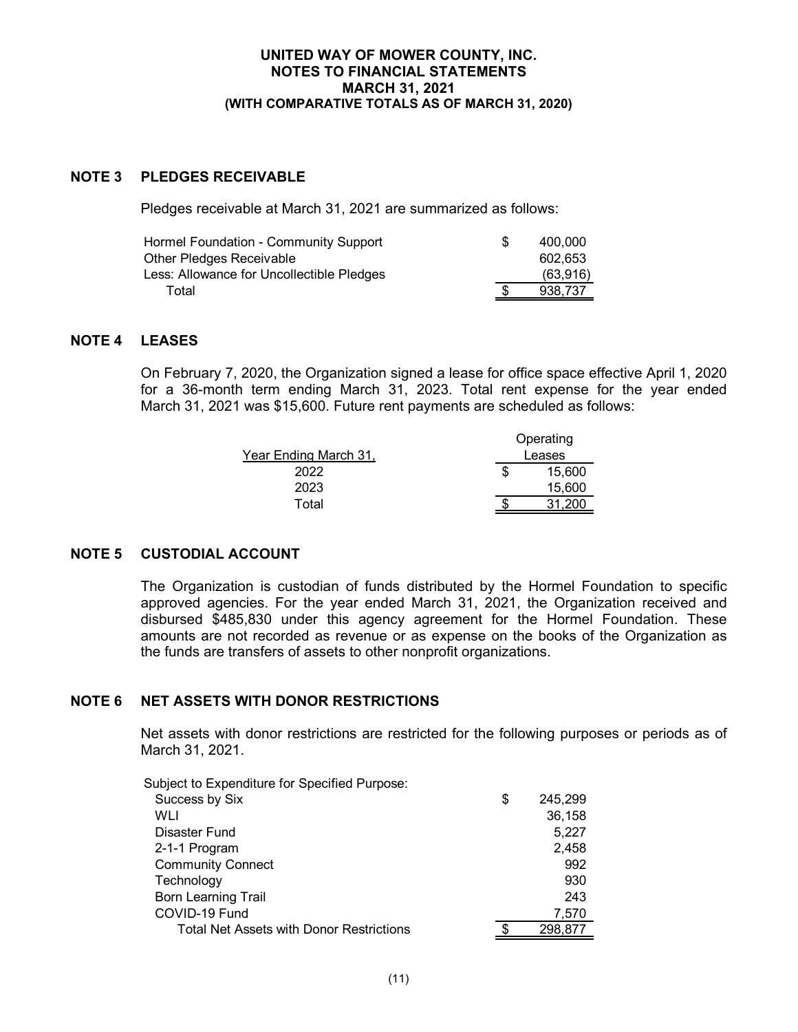**UNITED WAY OF MOWER COUNTY, INC.**
**NOTES TO FINANCIAL STATEMENTS**
**MARCH 31, 2021**
**(WITH COMPARATIVE TOTALS AS OF MARCH 31, 2020)**

## NOTE 3 PLEDGES RECEIVABLE

Pledges receivable at March 31, 2021 are summarized as follows:

| | | |
|---|---|---|
| Hormel Foundation - Community Support | $ | 400,000 |
| Other Pledges Receivable | | 602,653 |
| Less: Allowance for Uncollectible Pledges | | (63,916) |
| Total | $ | 938,737 |

## NOTE 4 LEASES

On February 7, 2020, the Organization signed a lease for office space effective April 1, 2020 for a 36-month term ending March 31, 2023. Total rent expense for the year ended March 31, 2021 was $15,600. Future rent payments are scheduled as follows:

| Year Ending March 31, | | Operating Leases |
|---|---|---|
| 2022 | $ | 15,600 |
| 2023 | | 15,600 |
| Total | $ | 31,200 |

## NOTE 5 CUSTODIAL ACCOUNT

The Organization is custodian of funds distributed by the Hormel Foundation to specific approved agencies. For the year ended March 31, 2021, the Organization received and disbursed $485,830 under this agency agreement for the Hormel Foundation. These amounts are not recorded as revenue or as expense on the books of the Organization as the funds are transfers of assets to other nonprofit organizations.

## NOTE 6 NET ASSETS WITH DONOR RESTRICTIONS

Net assets with donor restrictions are restricted for the following purposes or periods as of March 31, 2021.

| | | |
|---|---|---|
| Subject to Expenditure for Specified Purpose: | | |
| Success by Six | $ | 245,299 |
| WLI | | 36,158 |
| Disaster Fund | | 5,227 |
| 2-1-1 Program | | 2,458 |
| Community Connect | | 992 |
| Technology | | 930 |
| Born Learning Trail | | 243 |
| COVID-19 Fund | | 7,570 |
| Total Net Assets with Donor Restrictions | $ | 298,877 |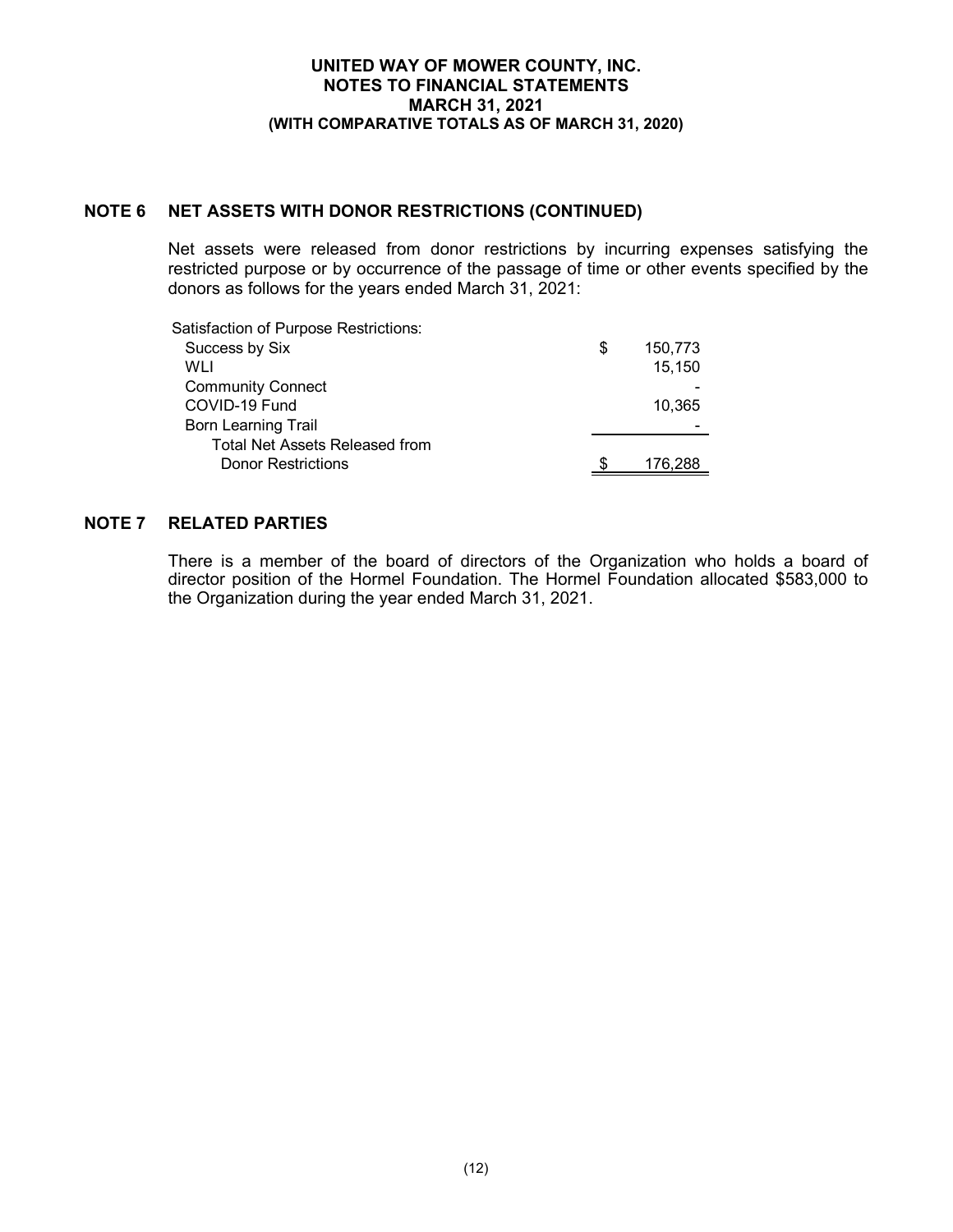## NOTE 6 NET ASSETS WITH DONOR RESTRICTIONS (CONTINUED)

Net assets were released from donor restrictions by incurring expenses satisfying the restricted purpose or by occurrence of the passage of time or other events specified by the donors as follows for the years ended March 31, 2021:

| | |
|---|---|
| Satisfaction of Purpose Restrictions: | |
| Success by Six | $ 150,773 |
| WLI | 15,150 |
| Community Connect | - |
| COVID-19 Fund | 10,365 |
| Born Learning Trail | - |
| Total Net Assets Released from Donor Restrictions | $ 176,288 |

## NOTE 7 RELATED PARTIES

There is a member of the board of directors of the Organization who holds a board of director position of the Hormel Foundation. The Hormel Foundation allocated $583,000 to the Organization during the year ended March 31, 2021.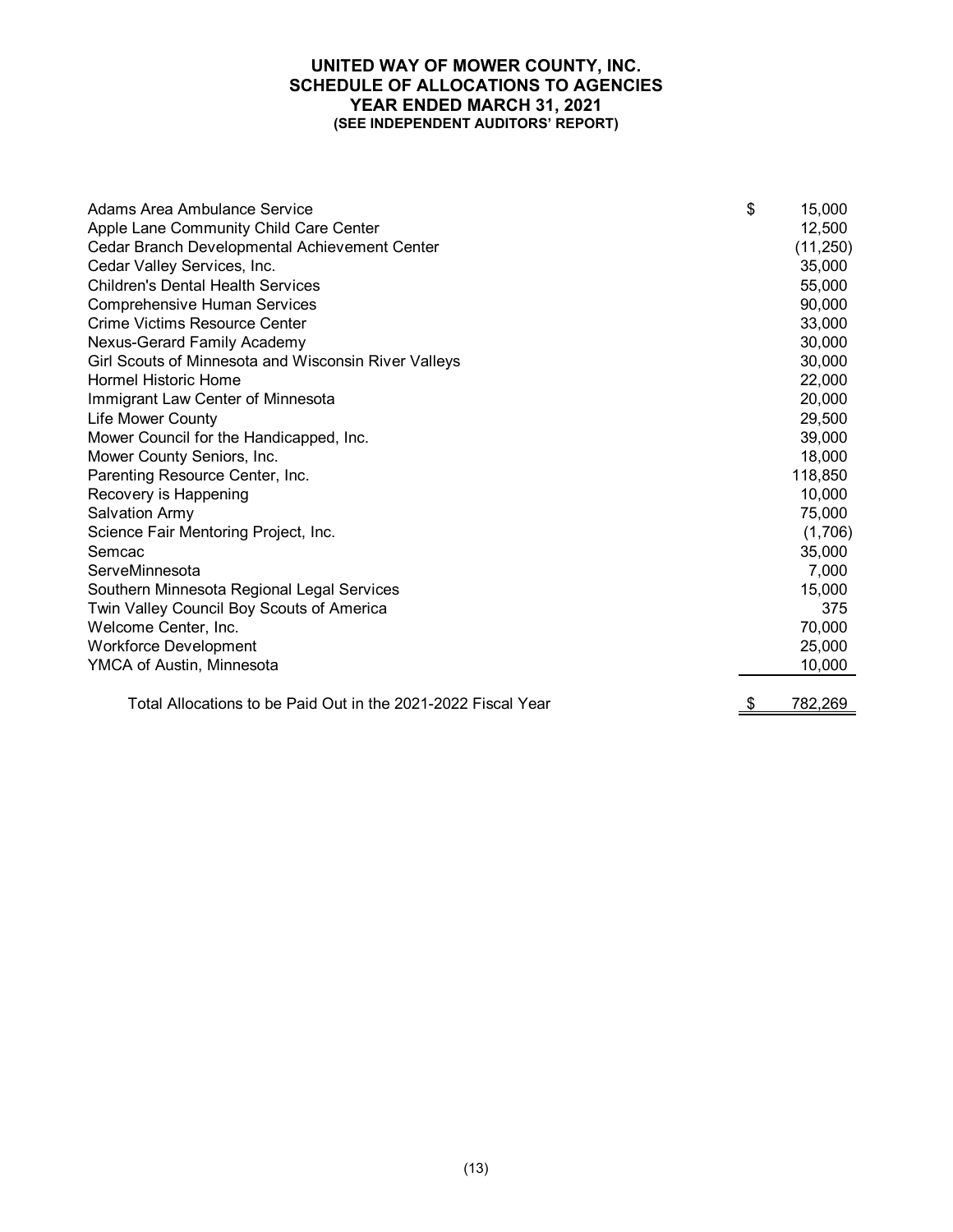# UNITED WAY OF MOWER COUNTY, INC.
## SCHEDULE OF ALLOCATIONS TO AGENCIES
### YEAR ENDED MARCH 31, 2021
#### (SEE INDEPENDENT AUDITORS' REPORT)

| Agency | Amount |
|---|---|
| Adams Area Ambulance Service | $ 15,000 |
| Apple Lane Community Child Care Center | 12,500 |
| Cedar Branch Developmental Achievement Center | (11,250) |
| Cedar Valley Services, Inc. | 35,000 |
| Children's Dental Health Services | 55,000 |
| Comprehensive Human Services | 90,000 |
| Crime Victims Resource Center | 33,000 |
| Nexus-Gerard Family Academy | 30,000 |
| Girl Scouts of Minnesota and Wisconsin River Valleys | 30,000 |
| Hormel Historic Home | 22,000 |
| Immigrant Law Center of Minnesota | 20,000 |
| Life Mower County | 29,500 |
| Mower Council for the Handicapped, Inc. | 39,000 |
| Mower County Seniors, Inc. | 18,000 |
| Parenting Resource Center, Inc. | 118,850 |
| Recovery is Happening | 10,000 |
| Salvation Army | 75,000 |
| Science Fair Mentoring Project, Inc. | (1,706) |
| Semcac | 35,000 |
| ServeMinnesota | 7,000 |
| Southern Minnesota Regional Legal Services | 15,000 |
| Twin Valley Council Boy Scouts of America | 375 |
| Welcome Center, Inc. | 70,000 |
| Workforce Development | 25,000 |
| YMCA of Austin, Minnesota | 10,000 |
| Total Allocations to be Paid Out in the 2021-2022 Fiscal Year | $ 782,269 |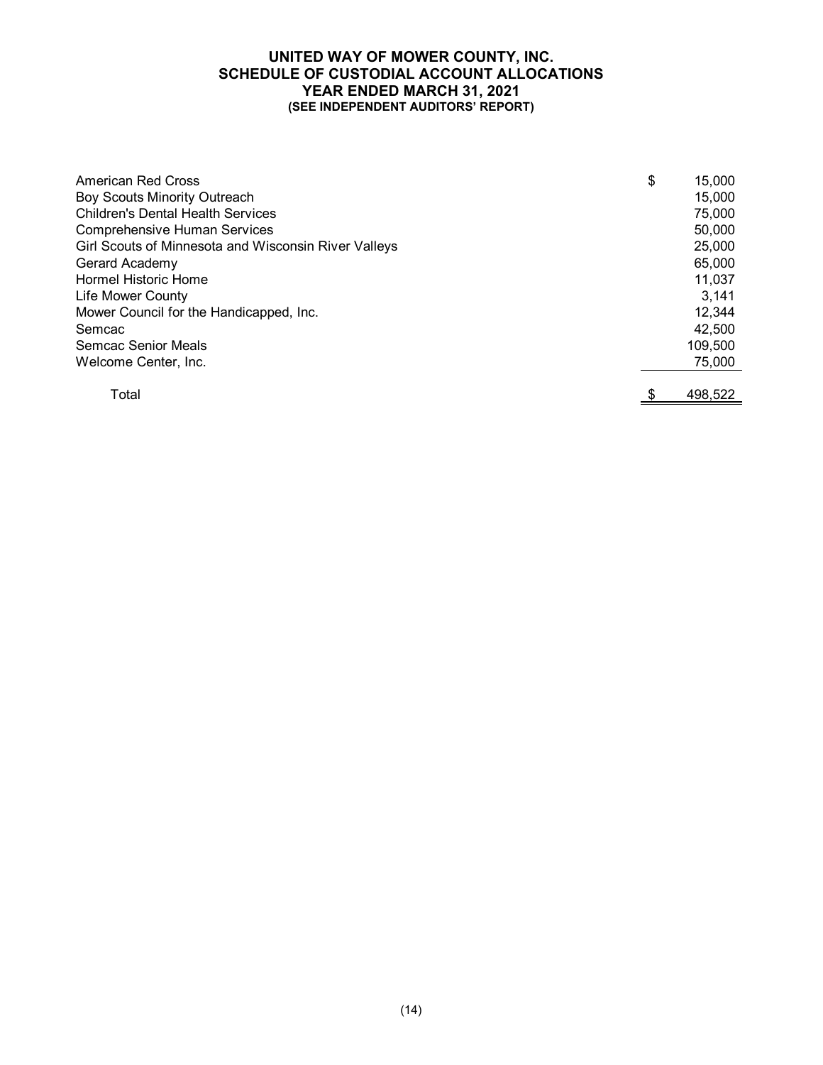# UNITED WAY OF MOWER COUNTY, INC.
## SCHEDULE OF CUSTODIAL ACCOUNT ALLOCATIONS
### YEAR ENDED MARCH 31, 2021
#### (SEE INDEPENDENT AUDITORS' REPORT)

| | |
|---|---|
| American Red Cross | $ 15,000 |
| Boy Scouts Minority Outreach | 15,000 |
| Children's Dental Health Services | 75,000 |
| Comprehensive Human Services | 50,000 |
| Girl Scouts of Minnesota and Wisconsin River Valleys | 25,000 |
| Gerard Academy | 65,000 |
| Hormel Historic Home | 11,037 |
| Life Mower County | 3,141 |
| Mower Council for the Handicapped, Inc. | 12,344 |
| Semcac | 42,500 |
| Semcac Senior Meals | 109,500 |
| Welcome Center, Inc. | 75,000 |
| Total | $ 498,522 |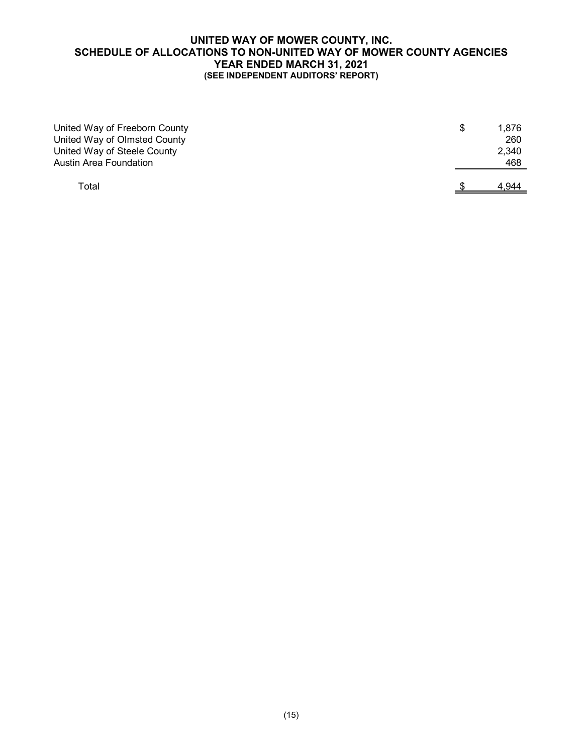# UNITED WAY OF MOWER COUNTY, INC.
## SCHEDULE OF ALLOCATIONS TO NON-UNITED WAY OF MOWER COUNTY AGENCIES
### YEAR ENDED MARCH 31, 2021
**(SEE INDEPENDENT AUDITORS' REPORT)**

| | |
|---|---|
| United Way of Freeborn County | $ 1,876 |
| United Way of Olmsted County | 260 |
| United Way of Steele County | 2,340 |
| Austin Area Foundation | 468 |
| Total | $ 4,944 |